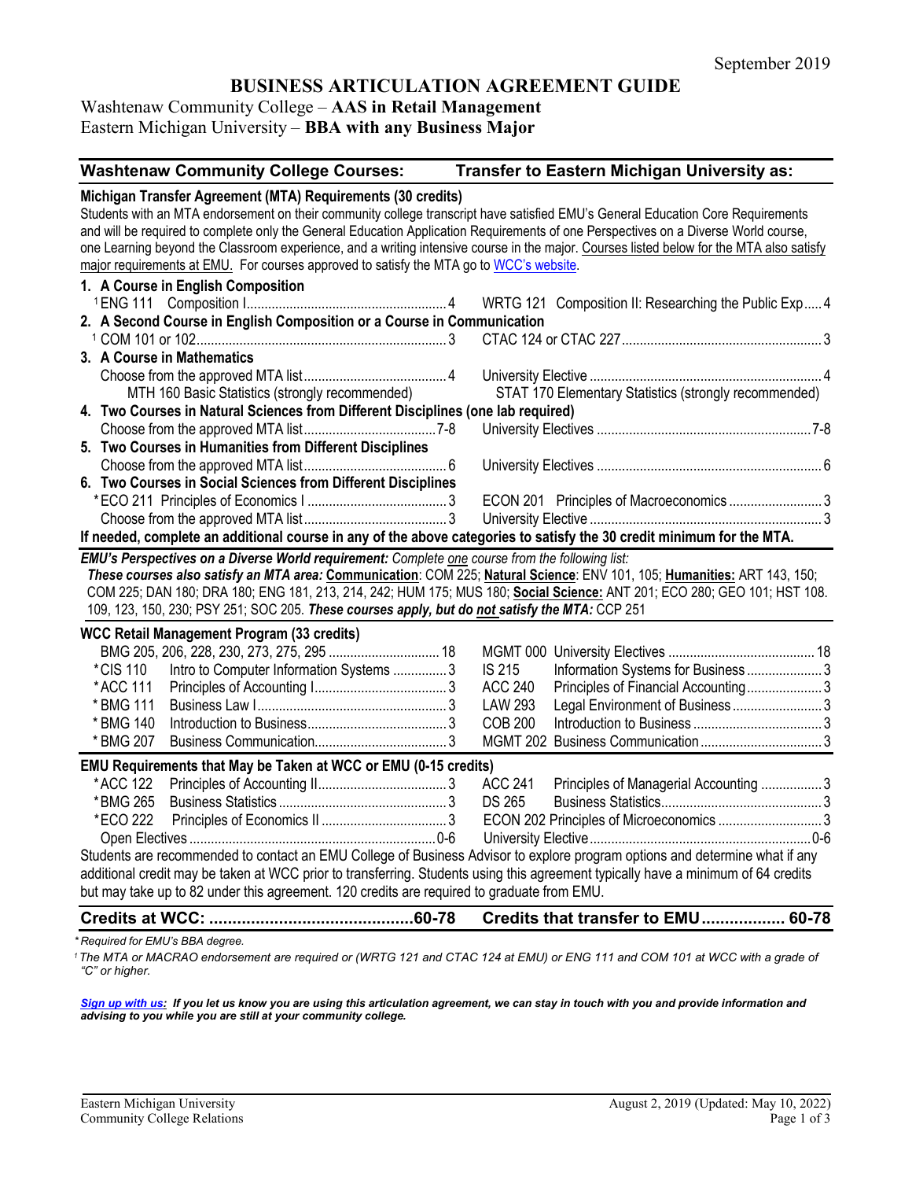September 2019

# BUSINESS ARTICULATION AGREEMENT GUIDE

Washtenaw Community College – **AAS in Retail Management**
Eastern Michigan University – **BBA with any Business Major**

| Washtenaw Community College Courses: | | Transfer to Eastern Michigan University as: | |
|---|---|---|---|
| **Michigan Transfer Agreement (MTA) Requirements (30 credits)** | | | |

Students with an MTA endorsement on their community college transcript have satisfied EMU's General Education Core Requirements and will be required to complete only the General Education Application Requirements of one Perspectives on a Diverse World course, one Learning beyond the Classroom experience, and a writing intensive course in the major. Courses listed below for the MTA also satisfy major requirements at EMU. For courses approved to satisfy the MTA go to WCC's website.

| WCC Course | Credits | EMU Course | Credits |
|---|---|---|---|
| **1. A Course in English Composition** | | | |
| [1] ENG 111 Composition I | 4 | WRTG 121 Composition II: Researching the Public Exp | 4 |
| **2. A Second Course in English Composition or a Course in Communication** | | | |
| [1] COM 101 or 102 | 3 | CTAC 124 or CTAC 227 | 3 |
| **3. A Course in Mathematics** | | | |
| Choose from the approved MTA list | 4 | University Elective | 4 |
| MTH 160 Basic Statistics (strongly recommended) | | STAT 170 Elementary Statistics (strongly recommended) | |
| **4. Two Courses in Natural Sciences from Different Disciplines (one lab required)** | | | |
| Choose from the approved MTA list | 7-8 | University Electives | 7-8 |
| **5. Two Courses in Humanities from Different Disciplines** | | | |
| Choose from the approved MTA list | 6 | University Electives | 6 |
| **6. Two Courses in Social Sciences from Different Disciplines** | | | |
| *ECO 211 Principles of Economics I | 3 | ECON 201 Principles of Macroeconomics | 3 |
| Choose from the approved MTA list | 3 | University Elective | 3 |

**If needed, complete an additional course in any of the above categories to satisfy the 30 credit minimum for the MTA.**

***EMU's Perspectives on a Diverse World requirement:*** *Complete one course from the following list:*
***These courses also satisfy an MTA area:*** **Communication**: COM 225; **Natural Science**: ENV 101, 105; **Humanities:** ART 143, 150; COM 225; DAN 180; DRA 180; ENG 181, 213, 214, 242; HUM 175; MUS 180; **Social Science:** ANT 201; ECO 280; GEO 101; HST 108. 109, 123, 150, 230; PSY 251; SOC 205. ***These courses apply, but do not satisfy the MTA:*** CCP 251

**WCC Retail Management Program (33 credits)**

| WCC Course | | Credits | EMU Course | | Credits |
|---|---|---|---|---|---|
| BMG 205, 206, 228, 230, 273, 275, 295 | | 18 | MGMT 000 | University Electives | 18 |
| *CIS 110 | Intro to Computer Information Systems | 3 | IS 215 | Information Systems for Business | 3 |
| *ACC 111 | Principles of Accounting I | 3 | ACC 240 | Principles of Financial Accounting | 3 |
| *BMG 111 | Business Law I | 3 | LAW 293 | Legal Environment of Business | 3 |
| *BMG 140 | Introduction to Business | 3 | COB 200 | Introduction to Business | 3 |
| *BMG 207 | Business Communication | 3 | MGMT 202 | Business Communication | 3 |

**EMU Requirements that May be Taken at WCC or EMU (0-15 credits)**

| WCC Course | | Credits | EMU Course | | Credits |
|---|---|---|---|---|---|
| *ACC 122 | Principles of Accounting II | 3 | ACC 241 | Principles of Managerial Accounting | 3 |
| *BMG 265 | Business Statistics | 3 | DS 265 | Business Statistics | 3 |
| *ECO 222 | Principles of Economics II | 3 | ECON 202 | Principles of Microeconomics | 3 |
| Open Electives | | 0-6 | University Elective | | 0-6 |

Students are recommended to contact an EMU College of Business Advisor to explore program options and determine what if any additional credit may be taken at WCC prior to transferring. Students using this agreement typically have a minimum of 64 credits but may take up to 82 under this agreement. 120 credits are required to graduate from EMU.

| **Credits at WCC:** | **60-78** | **Credits that transfer to EMU** | **60-78** |
|---|---|---|---|

*\* Required for EMU's BBA degree.*

*[1] The MTA or MACRAO endorsement are required or (WRTG 121 and CTAC 124 at EMU) or ENG 111 and COM 101 at WCC with a grade of "C" or higher.*

***Sign up with us:*** ***If you let us know you are using this articulation agreement, we can stay in touch with you and provide information and advising to you while you are still at your community college.***

Eastern Michigan University
Community College Relations

August 2, 2019 (Updated: May 10, 2022)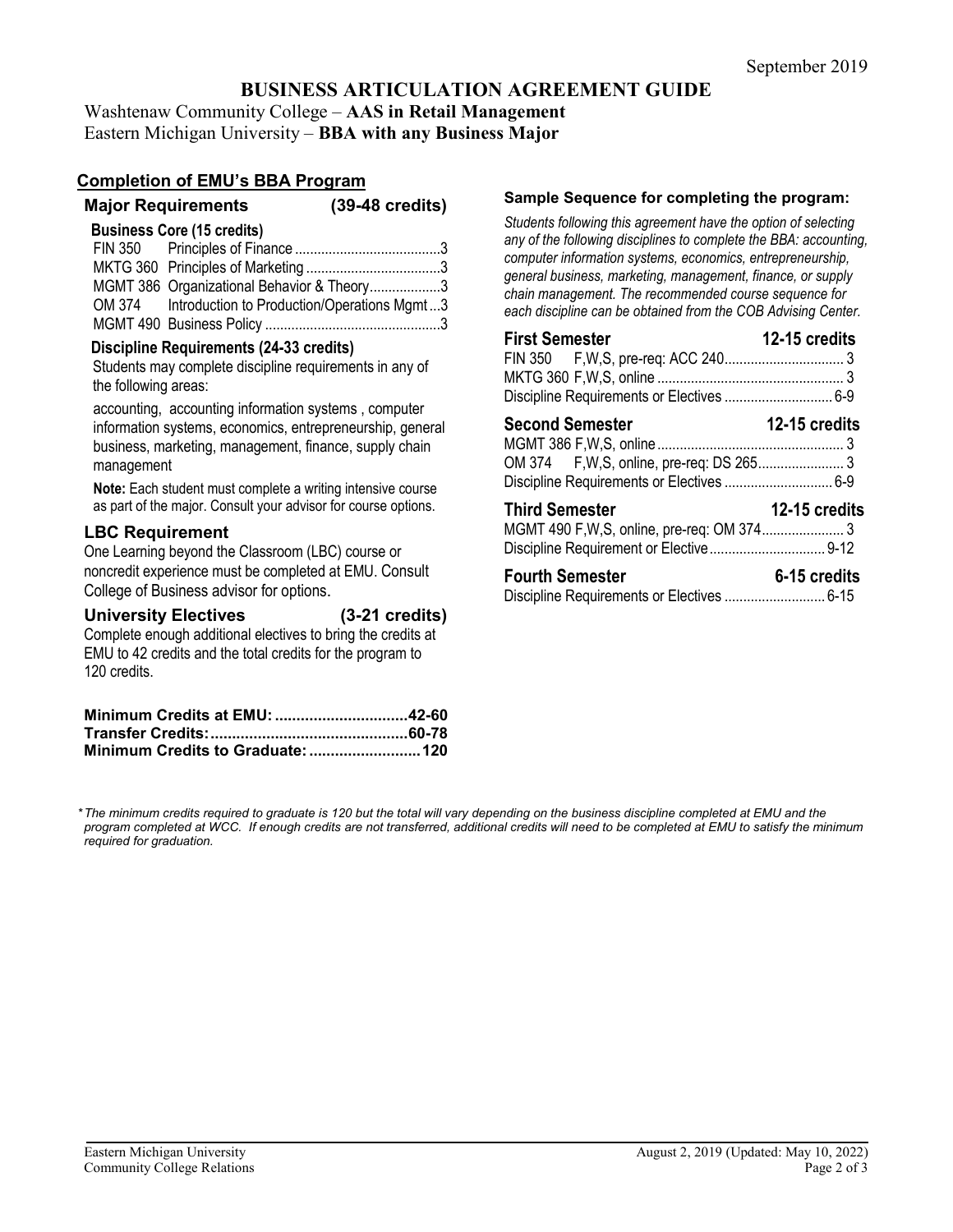September 2019

# BUSINESS ARTICULATION AGREEMENT GUIDE

Washtenaw Community College – **AAS in Retail Management**
Eastern Michigan University – **BBA with any Business Major**

## Completion of EMU's BBA Program

### Major Requirements (39-48 credits)

**Business Core (15 credits)**

| Course | Title | Credits |
|---|---|---|
| FIN 350 | Principles of Finance | 3 |
| MKTG 360 | Principles of Marketing | 3 |
| MGMT 386 | Organizational Behavior & Theory | 3 |
| OM 374 | Introduction to Production/Operations Mgmt | 3 |
| MGMT 490 | Business Policy | 3 |

**Discipline Requirements (24-33 credits)**

Students may complete discipline requirements in any of the following areas:

accounting, accounting information systems, computer information systems, economics, entrepreneurship, general business, marketing, management, finance, supply chain management

**Note:** Each student must complete a writing intensive course as part of the major. Consult your advisor for course options.

### LBC Requirement

One Learning beyond the Classroom (LBC) course or noncredit experience must be completed at EMU. Consult College of Business advisor for options.

### University Electives (3-21 credits)

Complete enough additional electives to bring the credits at EMU to 42 credits and the total credits for the program to 120 credits.

**Minimum Credits at EMU: 42-60**
**Transfer Credits: 60-78**
**Minimum Credits to Graduate: 120**

### Sample Sequence for completing the program:

*Students following this agreement have the option of selecting any of the following disciplines to complete the BBA: accounting, computer information systems, economics, entrepreneurship, general business, marketing, management, finance, or supply chain management. The recommended course sequence for each discipline can be obtained from the COB Advising Center.*

**First Semester — 12-15 credits**

| Course | Notes | Credits |
|---|---|---|
| FIN 350 | F,W,S, pre-req: ACC 240 | 3 |
| MKTG 360 | F,W,S, online | 3 |
| Discipline Requirements or Electives | | 6-9 |

**Second Semester — 12-15 credits**

| Course | Notes | Credits |
|---|---|---|
| MGMT 386 | F,W,S, online | 3 |
| OM 374 | F,W,S, online, pre-req: DS 265 | 3 |
| Discipline Requirements or Electives | | 6-9 |

**Third Semester — 12-15 credits**

| Course | Notes | Credits |
|---|---|---|
| MGMT 490 | F,W,S, online, pre-req: OM 374 | 3 |
| Discipline Requirement or Elective | | 9-12 |

**Fourth Semester — 6-15 credits**

| Course | Notes | Credits |
|---|---|---|
| Discipline Requirements or Electives | | 6-15 |

*\*The minimum credits required to graduate is 120 but the total will vary depending on the business discipline completed at EMU and the program completed at WCC. If enough credits are not transferred, additional credits will need to be completed at EMU to satisfy the minimum required for graduation.*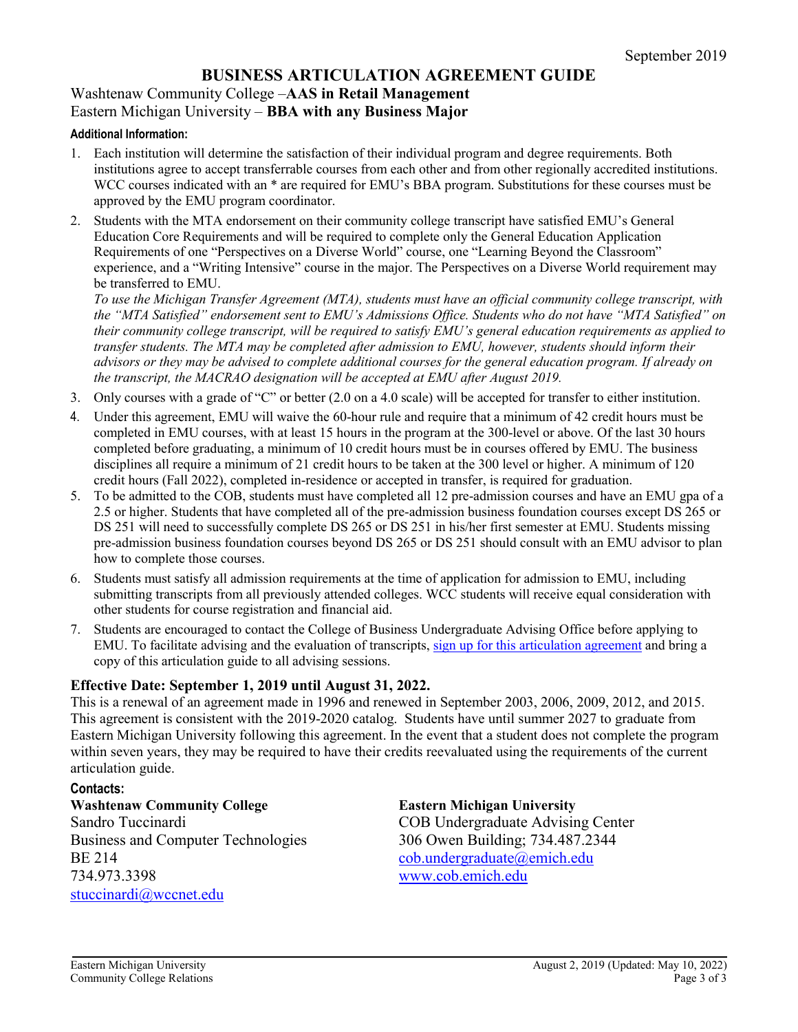September 2019

# BUSINESS ARTICULATION AGREEMENT GUIDE

## Washtenaw Community College –**AAS in Retail Management**
## Eastern Michigan University – **BBA with any Business Major**

**Additional Information:**

1. Each institution will determine the satisfaction of their individual program and degree requirements. Both institutions agree to accept transferrable courses from each other and from other regionally accredited institutions. WCC courses indicated with an * are required for EMU's BBA program. Substitutions for these courses must be approved by the EMU program coordinator.
2. Students with the MTA endorsement on their community college transcript have satisfied EMU's General Education Core Requirements and will be required to complete only the General Education Application Requirements of one "Perspectives on a Diverse World" course, one "Learning Beyond the Classroom" experience, and a "Writing Intensive" course in the major. The Perspectives on a Diverse World requirement may be transferred to EMU.
   *To use the Michigan Transfer Agreement (MTA), students must have an official community college transcript, with the "MTA Satisfied" endorsement sent to EMU's Admissions Office. Students who do not have "MTA Satisfied" on their community college transcript, will be required to satisfy EMU's general education requirements as applied to transfer students. The MTA may be completed after admission to EMU, however, students should inform their advisors or they may be advised to complete additional courses for the general education program. If already on the transcript, the MACRAO designation will be accepted at EMU after August 2019.*
3. Only courses with a grade of "C" or better (2.0 on a 4.0 scale) will be accepted for transfer to either institution.
4. Under this agreement, EMU will waive the 60-hour rule and require that a minimum of 42 credit hours must be completed in EMU courses, with at least 15 hours in the program at the 300-level or above. Of the last 30 hours completed before graduating, a minimum of 10 credit hours must be in courses offered by EMU. The business disciplines all require a minimum of 21 credit hours to be taken at the 300 level or higher. A minimum of 120 credit hours (Fall 2022), completed in-residence or accepted in transfer, is required for graduation.
5. To be admitted to the COB, students must have completed all 12 pre-admission courses and have an EMU gpa of a 2.5 or higher. Students that have completed all of the pre-admission business foundation courses except DS 265 or DS 251 will need to successfully complete DS 265 or DS 251 in his/her first semester at EMU. Students missing pre-admission business foundation courses beyond DS 265 or DS 251 should consult with an EMU advisor to plan how to complete those courses.
6. Students must satisfy all admission requirements at the time of application for admission to EMU, including submitting transcripts from all previously attended colleges. WCC students will receive equal consideration with other students for course registration and financial aid.
7. Students are encouraged to contact the College of Business Undergraduate Advising Office before applying to EMU. To facilitate advising and the evaluation of transcripts, sign up for this articulation agreement and bring a copy of this articulation guide to all advising sessions.

**Effective Date: September 1, 2019 until August 31, 2022.**

This is a renewal of an agreement made in 1996 and renewed in September 2003, 2006, 2009, 2012, and 2015. This agreement is consistent with the 2019-2020 catalog. Students have until summer 2027 to graduate from Eastern Michigan University following this agreement. In the event that a student does not complete the program within seven years, they may be required to have their credits reevaluated using the requirements of the current articulation guide.

**Contacts:**

**Washtenaw Community College**
Sandro Tuccinardi
Business and Computer Technologies
BE 214
734.973.3398
stuccinardi@wccnet.edu

**Eastern Michigan University**
COB Undergraduate Advising Center
306 Owen Building; 734.487.2344
cob.undergraduate@emich.edu
www.cob.emich.edu

Eastern Michigan University
Community College Relations

August 2, 2019 (Updated: May 10, 2022)